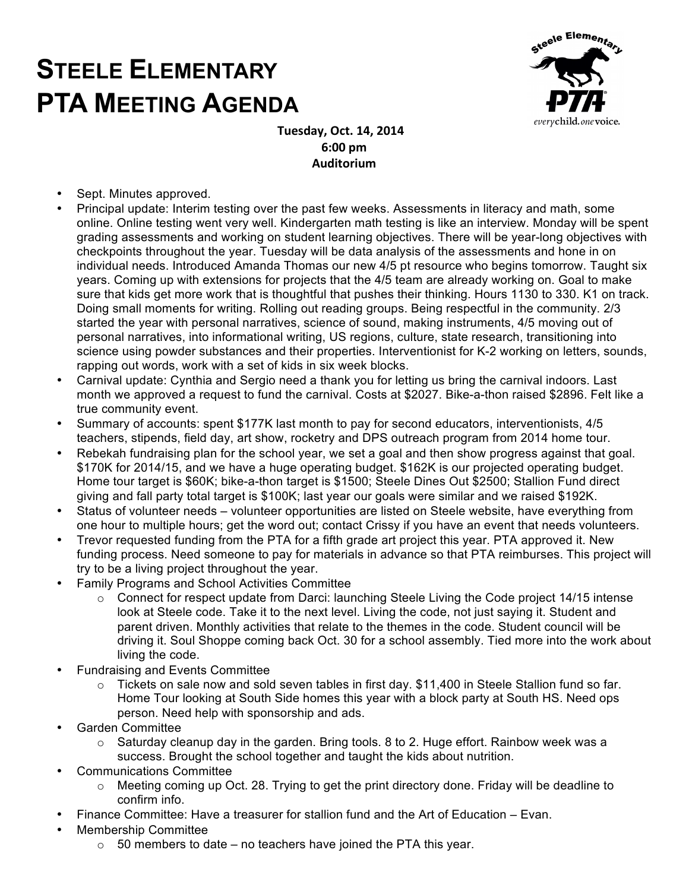# STEELE ELEMENTARY PTA MEETING AGENDA

**Tuesday, Oct. 14, 2014**
**6:00 pm**
**Auditorium**

- Sept. Minutes approved.
- Principal update: Interim testing over the past few weeks. Assessments in literacy and math, some online. Online testing went very well. Kindergarten math testing is like an interview. Monday will be spent grading assessments and working on student learning objectives. There will be year-long objectives with checkpoints throughout the year. Tuesday will be data analysis of the assessments and hone in on individual needs. Introduced Amanda Thomas our new 4/5 pt resource who begins tomorrow. Taught six years. Coming up with extensions for projects that the 4/5 team are already working on. Goal to make sure that kids get more work that is thoughtful that pushes their thinking. Hours 1130 to 330. K1 on track. Doing small moments for writing. Rolling out reading groups. Being respectful in the community. 2/3 started the year with personal narratives, science of sound, making instruments, 4/5 moving out of personal narratives, into informational writing, US regions, culture, state research, transitioning into science using powder substances and their properties. Interventionist for K-2 working on letters, sounds, rapping out words, work with a set of kids in six week blocks.
- Carnival update: Cynthia and Sergio need a thank you for letting us bring the carnival indoors. Last month we approved a request to fund the carnival. Costs at $2027. Bike-a-thon raised $2896. Felt like a true community event.
- Summary of accounts: spent $177K last month to pay for second educators, interventionists, 4/5 teachers, stipends, field day, art show, rocketry and DPS outreach program from 2014 home tour.
- Rebekah fundraising plan for the school year, we set a goal and then show progress against that goal. $170K for 2014/15, and we have a huge operating budget. $162K is our projected operating budget. Home tour target is $60K; bike-a-thon target is $1500; Steele Dines Out $2500; Stallion Fund direct giving and fall party total target is $100K; last year our goals were similar and we raised $192K.
- Status of volunteer needs – volunteer opportunities are listed on Steele website, have everything from one hour to multiple hours; get the word out; contact Crissy if you have an event that needs volunteers.
- Trevor requested funding from the PTA for a fifth grade art project this year. PTA approved it. New funding process. Need someone to pay for materials in advance so that PTA reimburses. This project will try to be a living project throughout the year.
- Family Programs and School Activities Committee
  - Connect for respect update from Darci: launching Steele Living the Code project 14/15 intense look at Steele code. Take it to the next level. Living the code, not just saying it. Student and parent driven. Monthly activities that relate to the themes in the code. Student council will be driving it. Soul Shoppe coming back Oct. 30 for a school assembly. Tied more into the work about living the code.
- Fundraising and Events Committee
  - Tickets on sale now and sold seven tables in first day. $11,400 in Steele Stallion fund so far. Home Tour looking at South Side homes this year with a block party at South HS. Need ops person. Need help with sponsorship and ads.
- Garden Committee
  - Saturday cleanup day in the garden. Bring tools. 8 to 2. Huge effort. Rainbow week was a success. Brought the school together and taught the kids about nutrition.
- Communications Committee
  - Meeting coming up Oct. 28. Trying to get the print directory done. Friday will be deadline to confirm info.
- Finance Committee: Have a treasurer for stallion fund and the Art of Education – Evan.
- Membership Committee
  - 50 members to date – no teachers have joined the PTA this year.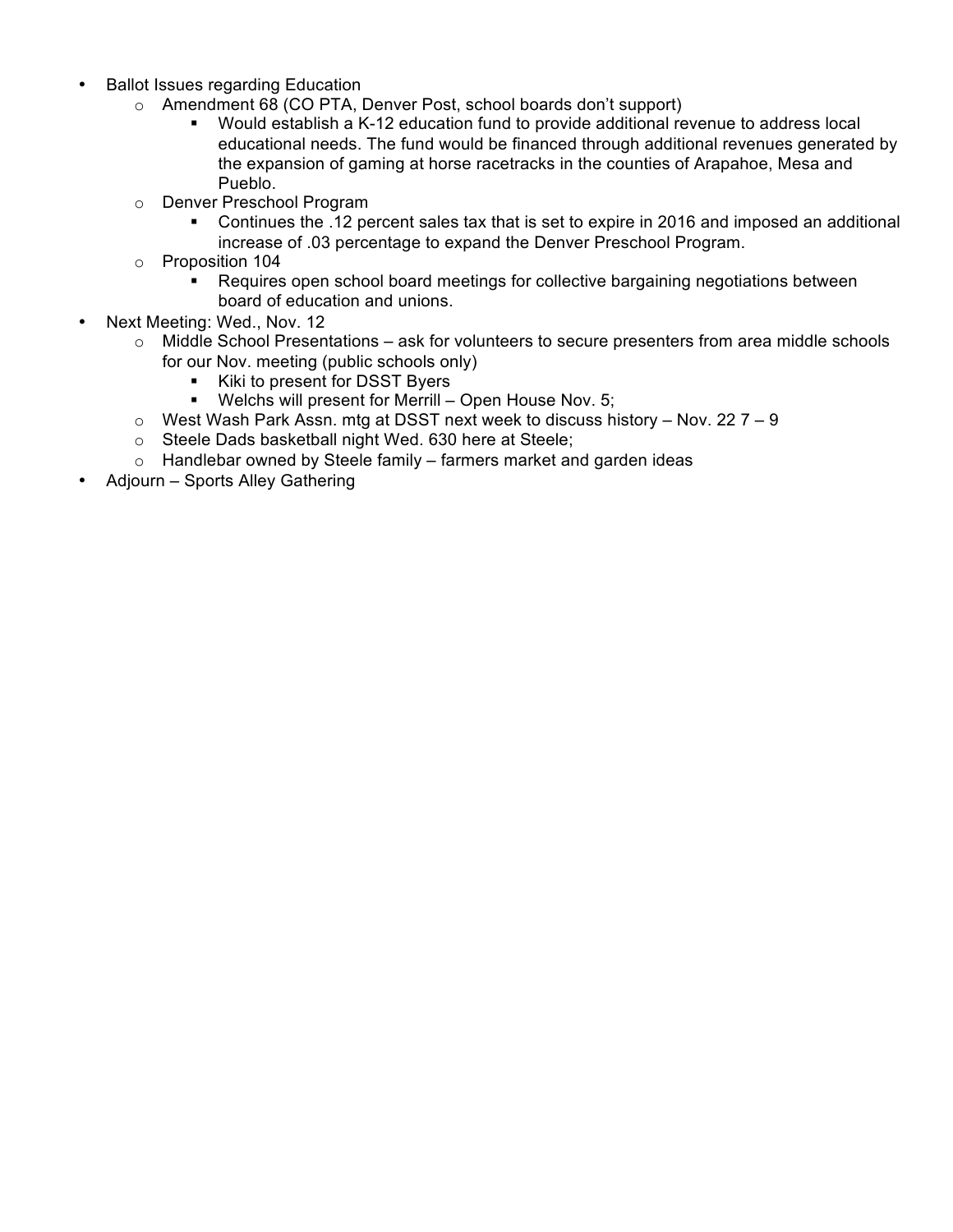- Ballot Issues regarding Education
  - Amendment 68 (CO PTA, Denver Post, school boards don't support)
    - Would establish a K-12 education fund to provide additional revenue to address local educational needs. The fund would be financed through additional revenues generated by the expansion of gaming at horse racetracks in the counties of Arapahoe, Mesa and Pueblo.
  - Denver Preschool Program
    - Continues the .12 percent sales tax that is set to expire in 2016 and imposed an additional increase of .03 percentage to expand the Denver Preschool Program.
  - Proposition 104
    - Requires open school board meetings for collective bargaining negotiations between board of education and unions.
- Next Meeting: Wed., Nov. 12
  - Middle School Presentations – ask for volunteers to secure presenters from area middle schools for our Nov. meeting (public schools only)
    - Kiki to present for DSST Byers
    - Welchs will present for Merrill – Open House Nov. 5;
  - West Wash Park Assn. mtg at DSST next week to discuss history – Nov. 22 7 – 9
  - Steele Dads basketball night Wed. 630 here at Steele;
  - Handlebar owned by Steele family – farmers market and garden ideas
- Adjourn – Sports Alley Gathering